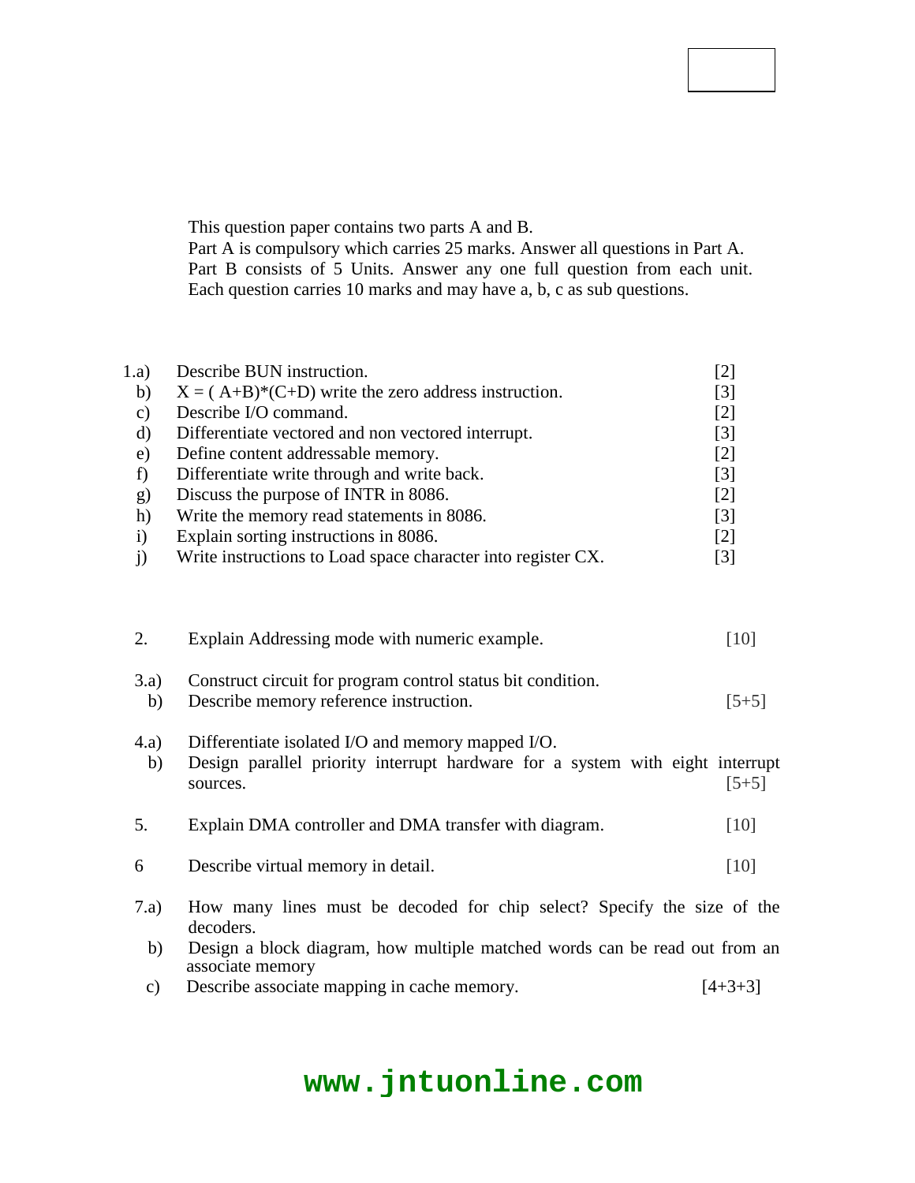This question paper contains two parts A and B.
Part A is compulsory which carries 25 marks. Answer all questions in Part A.
Part B consists of 5 Units. Answer any one full question from each unit.
Each question carries 10 marks and may have a, b, c as sub questions.

| | | |
|---|---|---|
| 1.a) | Describe BUN instruction. | [2] |
| b) | X = ( A+B)*(C+D) write the zero address instruction. | [3] |
| c) | Describe I/O command. | [2] |
| d) | Differentiate vectored and non vectored interrupt. | [3] |
| e) | Define content addressable memory. | [2] |
| f) | Differentiate write through and write back. | [3] |
| g) | Discuss the purpose of INTR in 8086. | [2] |
| h) | Write the memory read statements in 8086. | [3] |
| i) | Explain sorting instructions in 8086. | [2] |
| j) | Write instructions to Load space character into register CX. | [3] |

2. Explain Addressing mode with numeric example. [10]

3.a) Construct circuit for program control status bit condition.
b) Describe memory reference instruction. [5+5]

4.a) Differentiate isolated I/O and memory mapped I/O.
b) Design parallel priority interrupt hardware for a system with eight interrupt sources. [5+5]

5. Explain DMA controller and DMA transfer with diagram. [10]

6 Describe virtual memory in detail. [10]

7.a) How many lines must be decoded for chip select? Specify the size of the decoders.
b) Design a block diagram, how multiple matched words can be read out from an associate memory
c) Describe associate mapping in cache memory. [4+3+3]

www.jntuonline.com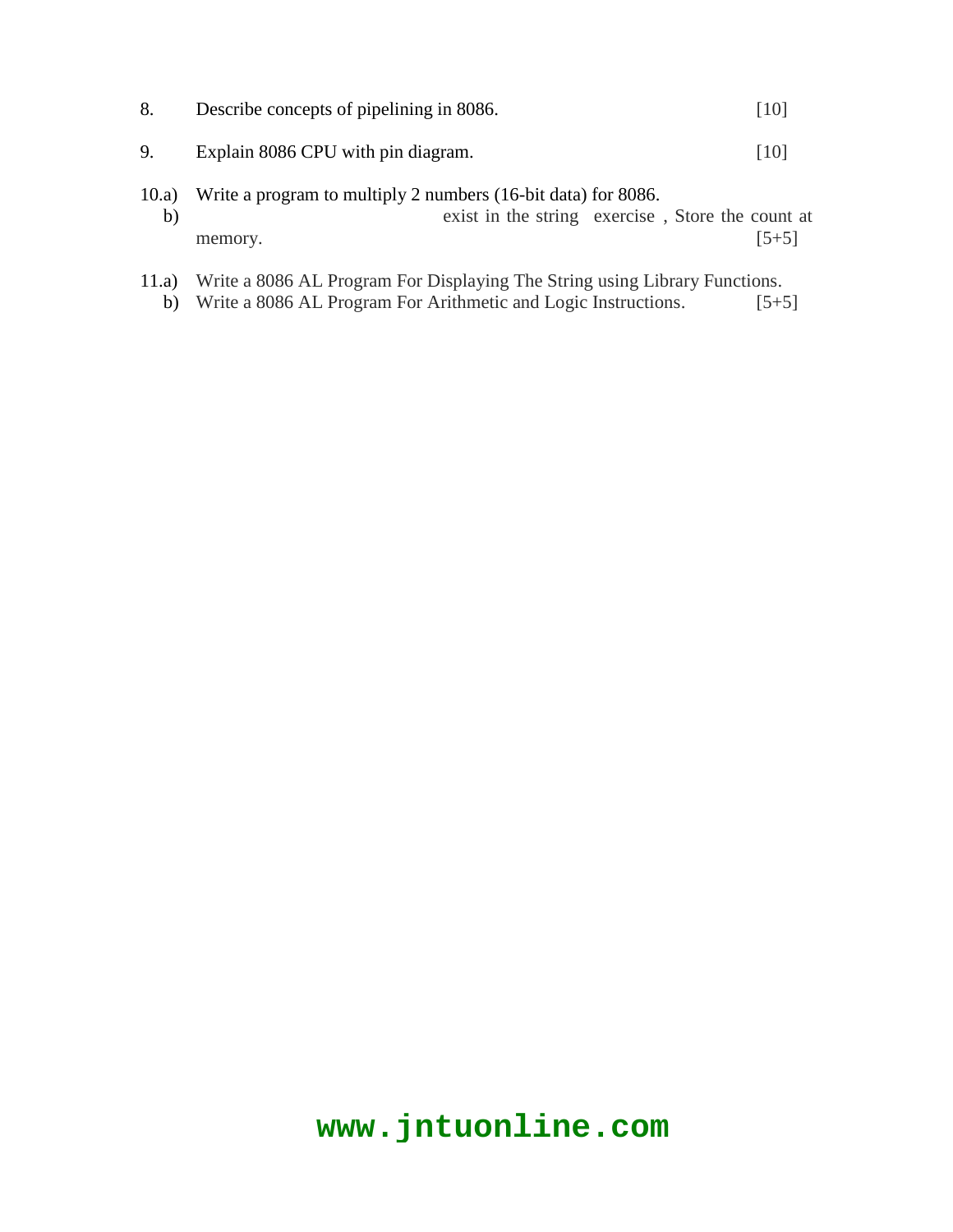8. Describe concepts of pipelining in 8086. [10]

9. Explain 8086 CPU with pin diagram. [10]

10.a) Write a program to multiply 2 numbers (16-bit data) for 8086.

b) exist in the string exercise , Store the count at memory. [5+5]

11.a) Write a 8086 AL Program For Displaying The String using Library Functions.

b) Write a 8086 AL Program For Arithmetic and Logic Instructions. [5+5]